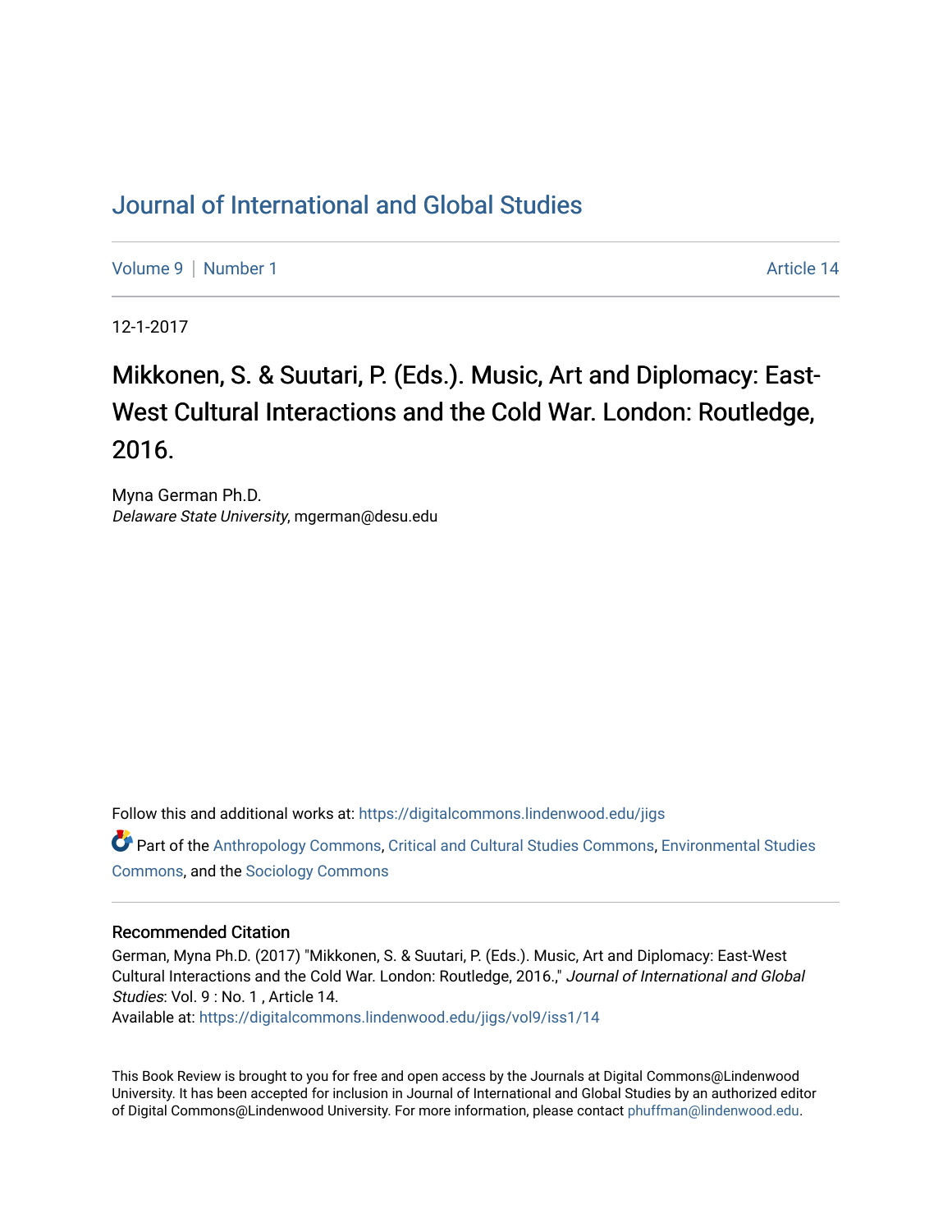# Journal of International and Global Studies

Volume 9 | Number 1 Article 14

12-1-2017

## Mikkonen, S. & Suutari, P. (Eds.). Music, Art and Diplomacy: East-West Cultural Interactions and the Cold War. London: Routledge, 2016.

Myna German Ph.D.
*Delaware State University*, mgerman@desu.edu

Follow this and additional works at: https://digitalcommons.lindenwood.edu/jigs

Part of the Anthropology Commons, Critical and Cultural Studies Commons, Environmental Studies Commons, and the Sociology Commons

### Recommended Citation

German, Myna Ph.D. (2017) "Mikkonen, S. & Suutari, P. (Eds.). Music, Art and Diplomacy: East-West Cultural Interactions and the Cold War. London: Routledge, 2016.," *Journal of International and Global Studies*: Vol. 9 : No. 1 , Article 14.
Available at: https://digitalcommons.lindenwood.edu/jigs/vol9/iss1/14

This Book Review is brought to you for free and open access by the Journals at Digital Commons@Lindenwood University. It has been accepted for inclusion in Journal of International and Global Studies by an authorized editor of Digital Commons@Lindenwood University. For more information, please contact phuffman@lindenwood.edu.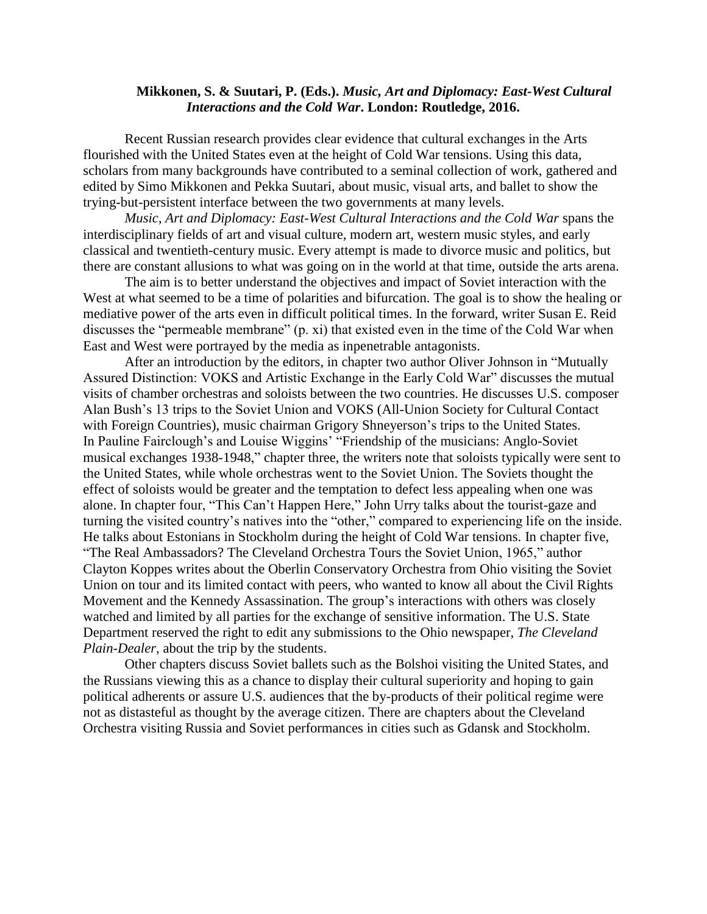**Mikkonen, S. & Suutari, P. (Eds.). *Music, Art and Diplomacy: East-West Cultural Interactions and the Cold War*. London: Routledge, 2016.**

Recent Russian research provides clear evidence that cultural exchanges in the Arts flourished with the United States even at the height of Cold War tensions. Using this data, scholars from many backgrounds have contributed to a seminal collection of work, gathered and edited by Simo Mikkonen and Pekka Suutari, about music, visual arts, and ballet to show the trying-but-persistent interface between the two governments at many levels.

*Music, Art and Diplomacy: East-West Cultural Interactions and the Cold War* spans the interdisciplinary fields of art and visual culture, modern art, western music styles, and early classical and twentieth-century music. Every attempt is made to divorce music and politics, but there are constant allusions to what was going on in the world at that time, outside the arts arena.

The aim is to better understand the objectives and impact of Soviet interaction with the West at what seemed to be a time of polarities and bifurcation. The goal is to show the healing or mediative power of the arts even in difficult political times. In the forward, writer Susan E. Reid discusses the "permeable membrane" (p. xi) that existed even in the time of the Cold War when East and West were portrayed by the media as inpenetrable antagonists.

After an introduction by the editors, in chapter two author Oliver Johnson in "Mutually Assured Distinction: VOKS and Artistic Exchange in the Early Cold War" discusses the mutual visits of chamber orchestras and soloists between the two countries. He discusses U.S. composer Alan Bush's 13 trips to the Soviet Union and VOKS (All-Union Society for Cultural Contact with Foreign Countries), music chairman Grigory Shneyerson's trips to the United States. In Pauline Fairclough's and Louise Wiggins' "Friendship of the musicians: Anglo-Soviet musical exchanges 1938-1948," chapter three, the writers note that soloists typically were sent to the United States, while whole orchestras went to the Soviet Union. The Soviets thought the effect of soloists would be greater and the temptation to defect less appealing when one was alone. In chapter four, "This Can't Happen Here," John Urry talks about the tourist-gaze and turning the visited country's natives into the "other," compared to experiencing life on the inside. He talks about Estonians in Stockholm during the height of Cold War tensions. In chapter five, "The Real Ambassadors? The Cleveland Orchestra Tours the Soviet Union, 1965," author Clayton Koppes writes about the Oberlin Conservatory Orchestra from Ohio visiting the Soviet Union on tour and its limited contact with peers, who wanted to know all about the Civil Rights Movement and the Kennedy Assassination. The group's interactions with others was closely watched and limited by all parties for the exchange of sensitive information. The U.S. State Department reserved the right to edit any submissions to the Ohio newspaper, *The Cleveland Plain-Dealer*, about the trip by the students.

Other chapters discuss Soviet ballets such as the Bolshoi visiting the United States, and the Russians viewing this as a chance to display their cultural superiority and hoping to gain political adherents or assure U.S. audiences that the by-products of their political regime were not as distasteful as thought by the average citizen. There are chapters about the Cleveland Orchestra visiting Russia and Soviet performances in cities such as Gdansk and Stockholm.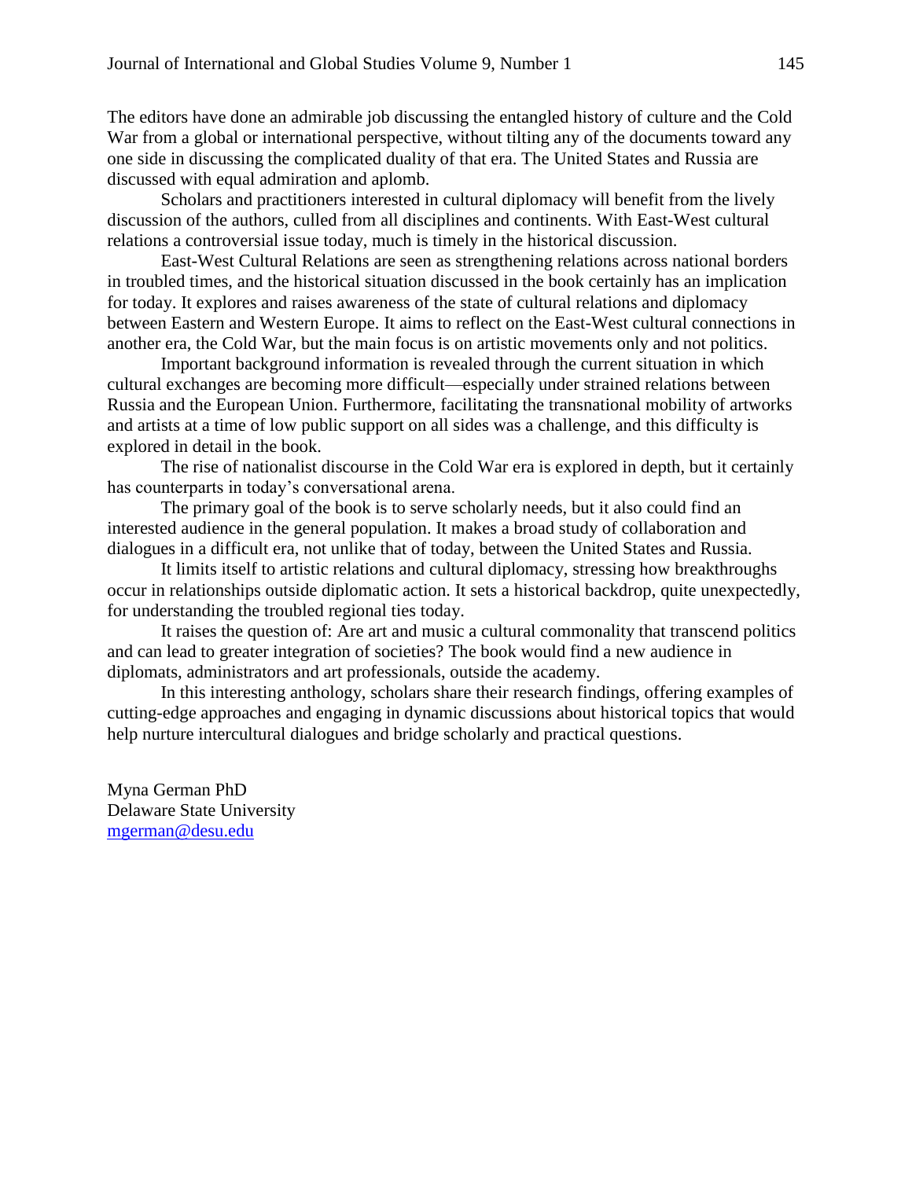The editors have done an admirable job discussing the entangled history of culture and the Cold War from a global or international perspective, without tilting any of the documents toward any one side in discussing the complicated duality of that era. The United States and Russia are discussed with equal admiration and aplomb.

Scholars and practitioners interested in cultural diplomacy will benefit from the lively discussion of the authors, culled from all disciplines and continents. With East-West cultural relations a controversial issue today, much is timely in the historical discussion.

East-West Cultural Relations are seen as strengthening relations across national borders in troubled times, and the historical situation discussed in the book certainly has an implication for today. It explores and raises awareness of the state of cultural relations and diplomacy between Eastern and Western Europe. It aims to reflect on the East-West cultural connections in another era, the Cold War, but the main focus is on artistic movements only and not politics.

Important background information is revealed through the current situation in which cultural exchanges are becoming more difficult—especially under strained relations between Russia and the European Union. Furthermore, facilitating the transnational mobility of artworks and artists at a time of low public support on all sides was a challenge, and this difficulty is explored in detail in the book.

The rise of nationalist discourse in the Cold War era is explored in depth, but it certainly has counterparts in today's conversational arena.

The primary goal of the book is to serve scholarly needs, but it also could find an interested audience in the general population. It makes a broad study of collaboration and dialogues in a difficult era, not unlike that of today, between the United States and Russia.

It limits itself to artistic relations and cultural diplomacy, stressing how breakthroughs occur in relationships outside diplomatic action. It sets a historical backdrop, quite unexpectedly, for understanding the troubled regional ties today.

It raises the question of: Are art and music a cultural commonality that transcend politics and can lead to greater integration of societies? The book would find a new audience in diplomats, administrators and art professionals, outside the academy.

In this interesting anthology, scholars share their research findings, offering examples of cutting-edge approaches and engaging in dynamic discussions about historical topics that would help nurture intercultural dialogues and bridge scholarly and practical questions.

Myna German PhD
Delaware State University
mgerman@desu.edu